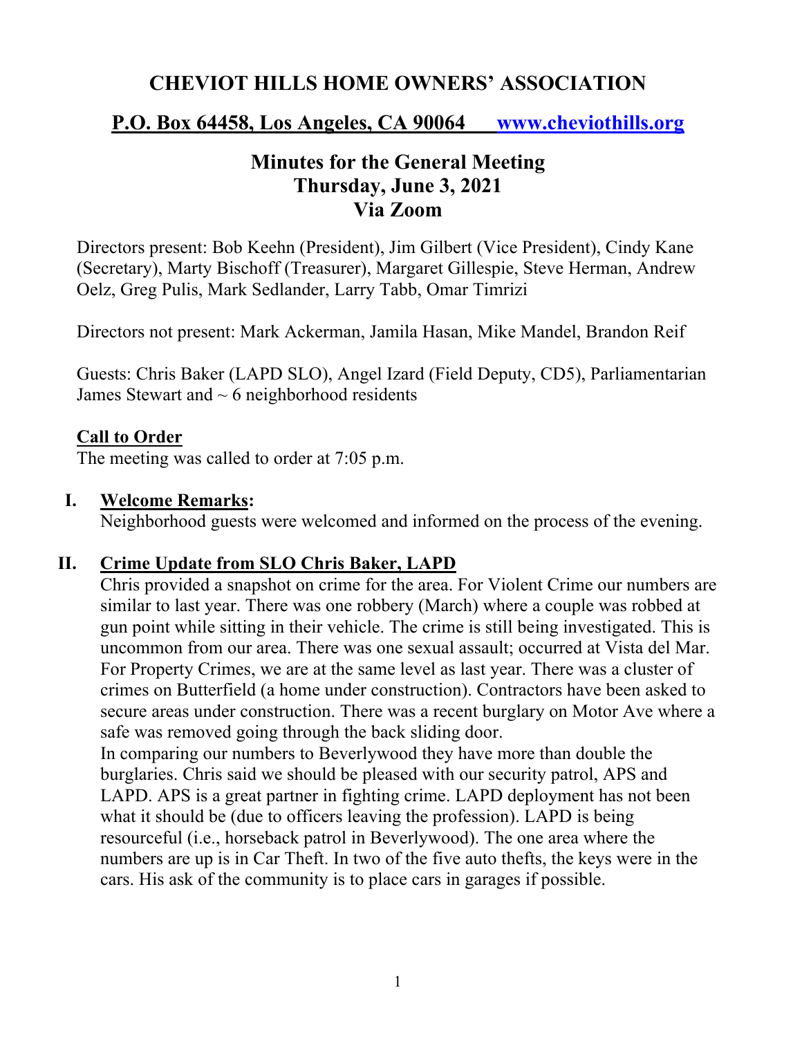# CHEVIOT HILLS HOME OWNERS' ASSOCIATION

## P.O. Box 64458, Los Angeles, CA 90064 [www.cheviothills.org](http://www.cheviothills.org)

## Minutes for the General Meeting
## Thursday, June 3, 2021
## Via Zoom

Directors present: Bob Keehn (President), Jim Gilbert (Vice President), Cindy Kane (Secretary), Marty Bischoff (Treasurer), Margaret Gillespie, Steve Herman, Andrew Oelz, Greg Pulis, Mark Sedlander, Larry Tabb, Omar Timrizi

Directors not present: Mark Ackerman, Jamila Hasan, Mike Mandel, Brandon Reif

Guests: Chris Baker (LAPD SLO), Angel Izard (Field Deputy, CD5), Parliamentarian James Stewart and ~ 6 neighborhood residents

**Call to Order**

The meeting was called to order at 7:05 p.m.

**I. Welcome Remarks:**

Neighborhood guests were welcomed and informed on the process of the evening.

**II. Crime Update from SLO Chris Baker, LAPD**

Chris provided a snapshot on crime for the area. For Violent Crime our numbers are similar to last year. There was one robbery (March) where a couple was robbed at gun point while sitting in their vehicle. The crime is still being investigated. This is uncommon from our area. There was one sexual assault; occurred at Vista del Mar. For Property Crimes, we are at the same level as last year. There was a cluster of crimes on Butterfield (a home under construction). Contractors have been asked to secure areas under construction. There was a recent burglary on Motor Ave where a safe was removed going through the back sliding door.

In comparing our numbers to Beverlywood they have more than double the burglaries. Chris said we should be pleased with our security patrol, APS and LAPD. APS is a great partner in fighting crime. LAPD deployment has not been what it should be (due to officers leaving the profession). LAPD is being resourceful (i.e., horseback patrol in Beverlywood). The one area where the numbers are up is in Car Theft. In two of the five auto thefts, the keys were in the cars. His ask of the community is to place cars in garages if possible.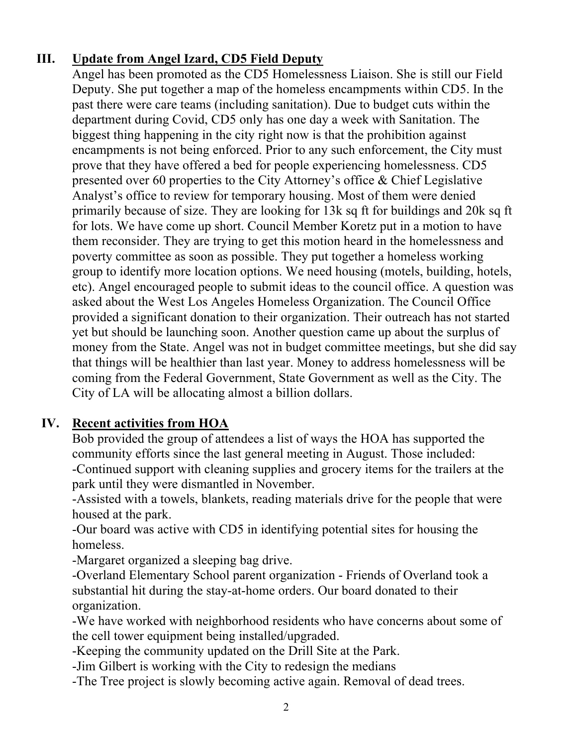## III. Update from Angel Izard, CD5 Field Deputy

Angel has been promoted as the CD5 Homelessness Liaison. She is still our Field Deputy. She put together a map of the homeless encampments within CD5. In the past there were care teams (including sanitation). Due to budget cuts within the department during Covid, CD5 only has one day a week with Sanitation. The biggest thing happening in the city right now is that the prohibition against encampments is not being enforced. Prior to any such enforcement, the City must prove that they have offered a bed for people experiencing homelessness. CD5 presented over 60 properties to the City Attorney's office & Chief Legislative Analyst's office to review for temporary housing. Most of them were denied primarily because of size. They are looking for 13k sq ft for buildings and 20k sq ft for lots. We have come up short. Council Member Koretz put in a motion to have them reconsider. They are trying to get this motion heard in the homelessness and poverty committee as soon as possible. They put together a homeless working group to identify more location options. We need housing (motels, building, hotels, etc). Angel encouraged people to submit ideas to the council office. A question was asked about the West Los Angeles Homeless Organization. The Council Office provided a significant donation to their organization. Their outreach has not started yet but should be launching soon. Another question came up about the surplus of money from the State. Angel was not in budget committee meetings, but she did say that things will be healthier than last year. Money to address homelessness will be coming from the Federal Government, State Government as well as the City. The City of LA will be allocating almost a billion dollars.

## IV. Recent activities from HOA

Bob provided the group of attendees a list of ways the HOA has supported the community efforts since the last general meeting in August. Those included:

-Continued support with cleaning supplies and grocery items for the trailers at the park until they were dismantled in November.

-Assisted with a towels, blankets, reading materials drive for the people that were housed at the park.

-Our board was active with CD5 in identifying potential sites for housing the homeless.

-Margaret organized a sleeping bag drive.

-Overland Elementary School parent organization - Friends of Overland took a substantial hit during the stay-at-home orders. Our board donated to their organization.

-We have worked with neighborhood residents who have concerns about some of the cell tower equipment being installed/upgraded.

-Keeping the community updated on the Drill Site at the Park.

-Jim Gilbert is working with the City to redesign the medians

-The Tree project is slowly becoming active again. Removal of dead trees.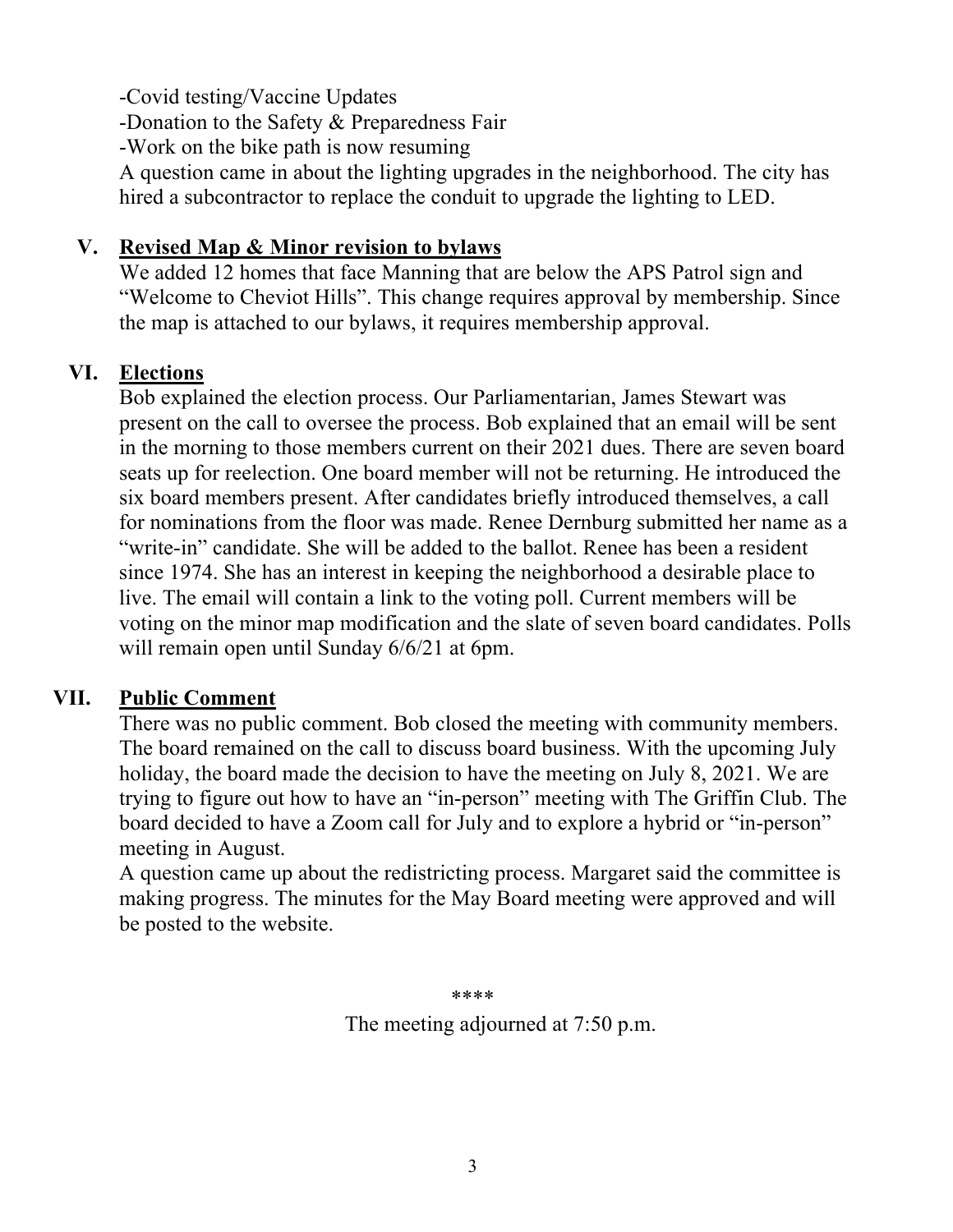-Covid testing/Vaccine Updates

-Donation to the Safety & Preparedness Fair

-Work on the bike path is now resuming

A question came in about the lighting upgrades in the neighborhood. The city has hired a subcontractor to replace the conduit to upgrade the lighting to LED.

## V. Revised Map & Minor revision to bylaws

We added 12 homes that face Manning that are below the APS Patrol sign and "Welcome to Cheviot Hills". This change requires approval by membership. Since the map is attached to our bylaws, it requires membership approval.

## VI. Elections

Bob explained the election process. Our Parliamentarian, James Stewart was present on the call to oversee the process. Bob explained that an email will be sent in the morning to those members current on their 2021 dues. There are seven board seats up for reelection. One board member will not be returning. He introduced the six board members present. After candidates briefly introduced themselves, a call for nominations from the floor was made. Renee Dernburg submitted her name as a "write-in" candidate. She will be added to the ballot. Renee has been a resident since 1974. She has an interest in keeping the neighborhood a desirable place to live. The email will contain a link to the voting poll. Current members will be voting on the minor map modification and the slate of seven board candidates. Polls will remain open until Sunday 6/6/21 at 6pm.

## VII. Public Comment

There was no public comment. Bob closed the meeting with community members. The board remained on the call to discuss board business. With the upcoming July holiday, the board made the decision to have the meeting on July 8, 2021. We are trying to figure out how to have an "in-person" meeting with The Griffin Club. The board decided to have a Zoom call for July and to explore a hybrid or "in-person" meeting in August.

A question came up about the redistricting process. Margaret said the committee is making progress. The minutes for the May Board meeting were approved and will be posted to the website.

****

The meeting adjourned at 7:50 p.m.